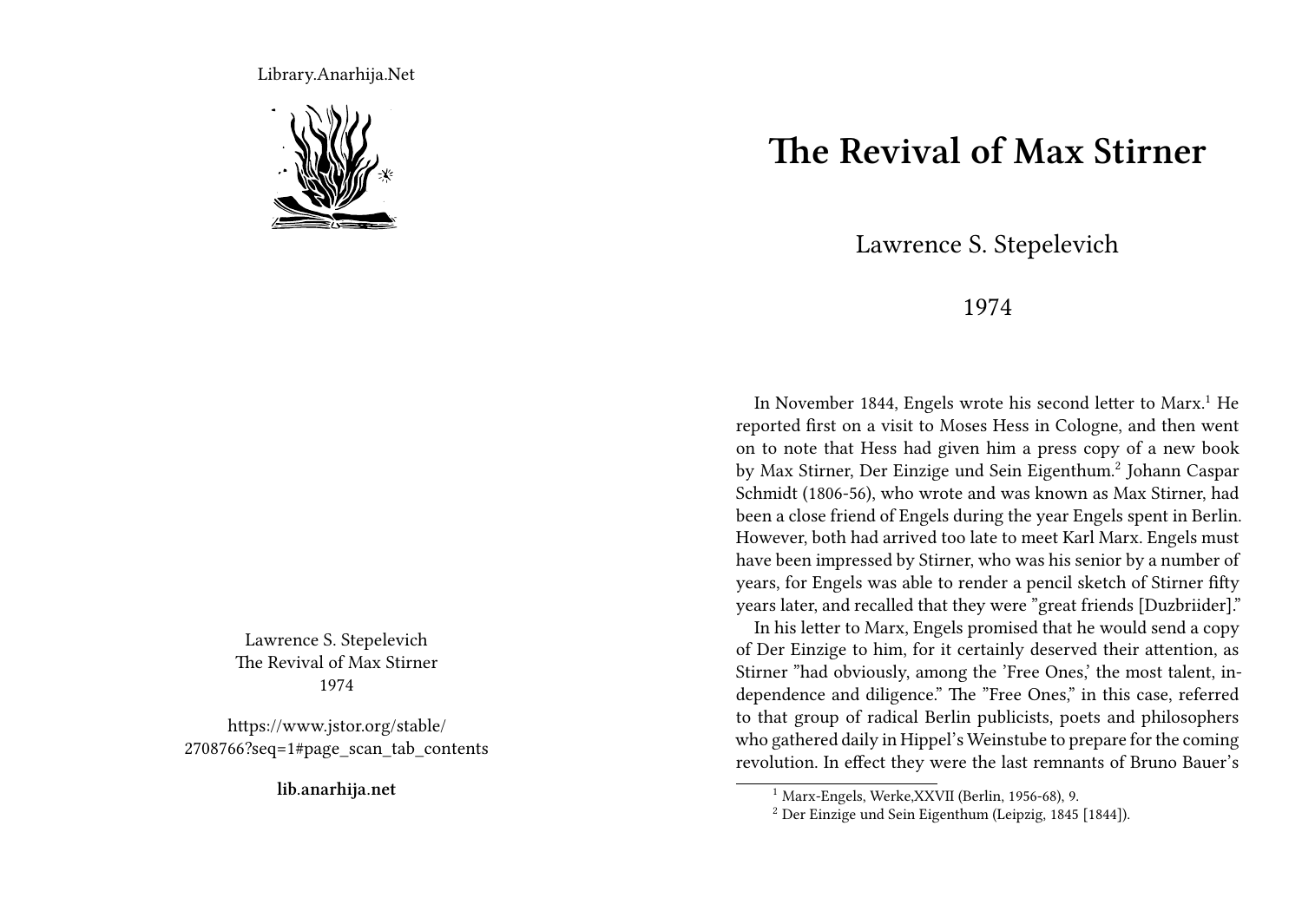Library.Anarhija.Net

Lawrence S. Stepelevich
The Revival of Max Stirner
1974

https://www.jstor.org/stable/2708766?seq=1#page_scan_tab_contents

**lib.anarhija.net**

# The Revival of Max Stirner

Lawrence S. Stepelevich

1974

In November 1844, Engels wrote his second letter to Marx.[1] He reported first on a visit to Moses Hess in Cologne, and then went on to note that Hess had given him a press copy of a new book by Max Stirner, Der Einzige und Sein Eigenthum.[2] Johann Caspar Schmidt (1806-56), who wrote and was known as Max Stirner, had been a close friend of Engels during the year Engels spent in Berlin. However, both had arrived too late to meet Karl Marx. Engels must have been impressed by Stirner, who was his senior by a number of years, for Engels was able to render a pencil sketch of Stirner fifty years later, and recalled that they were "great friends [Duzbriider]."

In his letter to Marx, Engels promised that he would send a copy of Der Einzige to him, for it certainly deserved their attention, as Stirner "had obviously, among the 'Free Ones,' the most talent, independence and diligence." The "Free Ones," in this case, referred to that group of radical Berlin publicists, poets and philosophers who gathered daily in Hippel's Weinstube to prepare for the coming revolution. In effect they were the last remnants of Bruno Bauer's

[1] Marx-Engels, Werke,XXVII (Berlin, 1956-68), 9.

[2] Der Einzige und Sein Eigenthum (Leipzig, 1845 [1844]).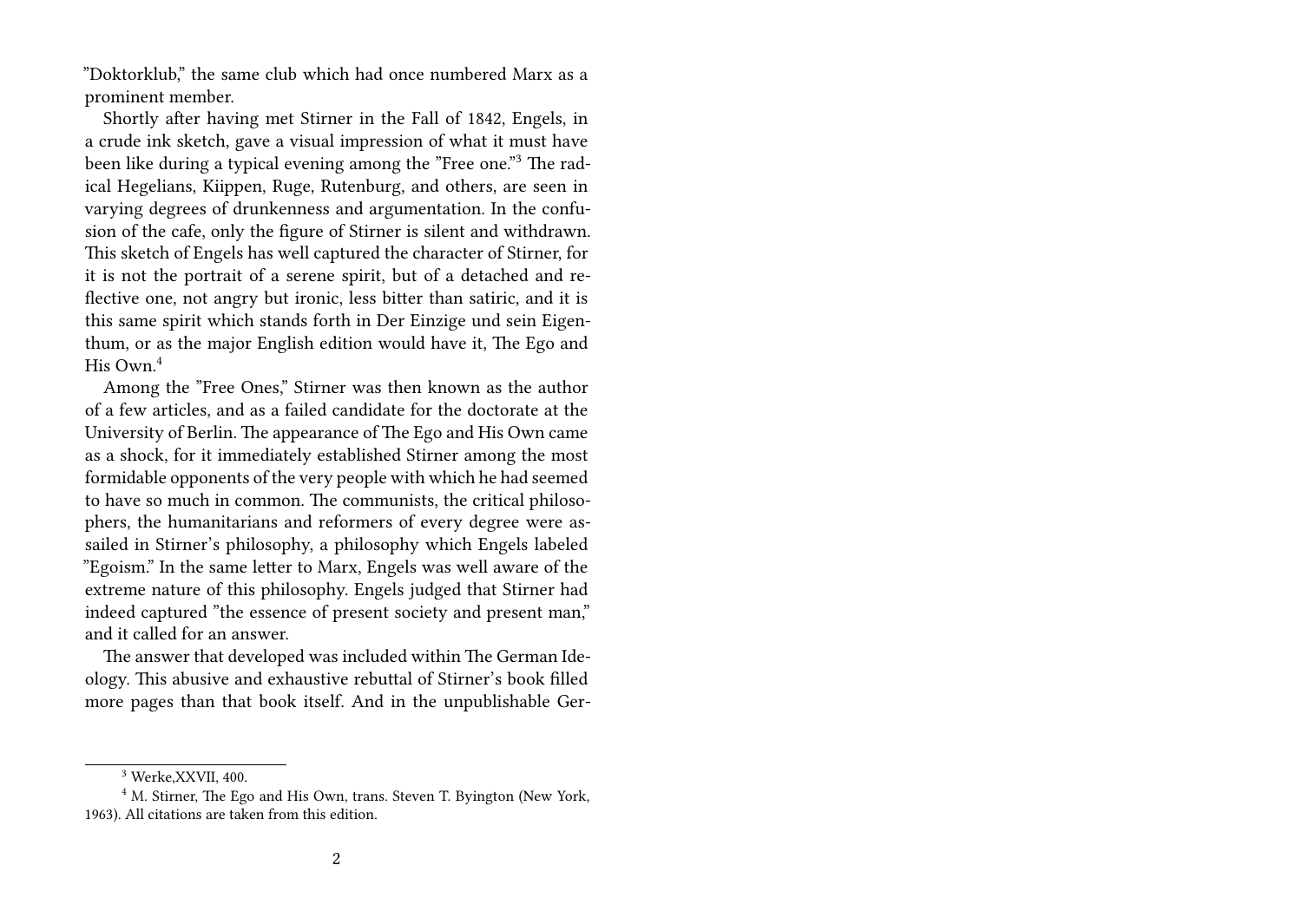"Doktorklub," the same club which had once numbered Marx as a prominent member.

Shortly after having met Stirner in the Fall of 1842, Engels, in a crude ink sketch, gave a visual impression of what it must have been like during a typical evening among the "Free one."[3] The radical Hegelians, Kiippen, Ruge, Rutenburg, and others, are seen in varying degrees of drunkenness and argumentation. In the confusion of the cafe, only the figure of Stirner is silent and withdrawn. This sketch of Engels has well captured the character of Stirner, for it is not the portrait of a serene spirit, but of a detached and reflective one, not angry but ironic, less bitter than satiric, and it is this same spirit which stands forth in Der Einzige und sein Eigenthum, or as the major English edition would have it, The Ego and His Own.[4]

Among the "Free Ones," Stirner was then known as the author of a few articles, and as a failed candidate for the doctorate at the University of Berlin. The appearance of The Ego and His Own came as a shock, for it immediately established Stirner among the most formidable opponents of the very people with which he had seemed to have so much in common. The communists, the critical philosophers, the humanitarians and reformers of every degree were assailed in Stirner's philosophy, a philosophy which Engels labeled "Egoism." In the same letter to Marx, Engels was well aware of the extreme nature of this philosophy. Engels judged that Stirner had indeed captured "the essence of present society and present man," and it called for an answer.

The answer that developed was included within The German Ideology. This abusive and exhaustive rebuttal of Stirner's book filled more pages than that book itself. And in the unpublishable Ger-

---

[3] Werke,XXVII, 400.

[4] M. Stirner, The Ego and His Own, trans. Steven T. Byington (New York, 1963). All citations are taken from this edition.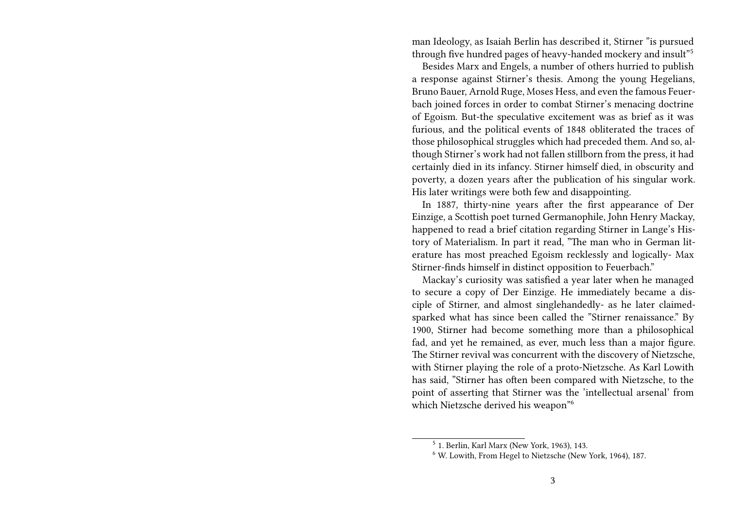man Ideology, as Isaiah Berlin has described it, Stirner "is pursued through five hundred pages of heavy-handed mockery and insult"[5]

Besides Marx and Engels, a number of others hurried to publish a response against Stirner's thesis. Among the young Hegelians, Bruno Bauer, Arnold Ruge, Moses Hess, and even the famous Feuerbach joined forces in order to combat Stirner's menacing doctrine of Egoism. But-the speculative excitement was as brief as it was furious, and the political events of 1848 obliterated the traces of those philosophical struggles which had preceded them. And so, although Stirner's work had not fallen stillborn from the press, it had certainly died in its infancy. Stirner himself died, in obscurity and poverty, a dozen years after the publication of his singular work. His later writings were both few and disappointing.

In 1887, thirty-nine years after the first appearance of Der Einzige, a Scottish poet turned Germanophile, John Henry Mackay, happened to read a brief citation regarding Stirner in Lange's History of Materialism. In part it read, "The man who in German literature has most preached Egoism recklessly and logically- Max Stirner-finds himself in distinct opposition to Feuerbach."

Mackay's curiosity was satisfied a year later when he managed to secure a copy of Der Einzige. He immediately became a disciple of Stirner, and almost singlehandedly- as he later claimed- sparked what has since been called the "Stirner renaissance." By 1900, Stirner had become something more than a philosophical fad, and yet he remained, as ever, much less than a major figure. The Stirner revival was concurrent with the discovery of Nietzsche, with Stirner playing the role of a proto-Nietzsche. As Karl Lowith has said, "Stirner has often been compared with Nietzsche, to the point of asserting that Stirner was the 'intellectual arsenal' from which Nietzsche derived his weapon"[6]

[5] 1. Berlin, Karl Marx (New York, 1963), 143.

[6] W. Lowith, From Hegel to Nietzsche (New York, 1964), 187.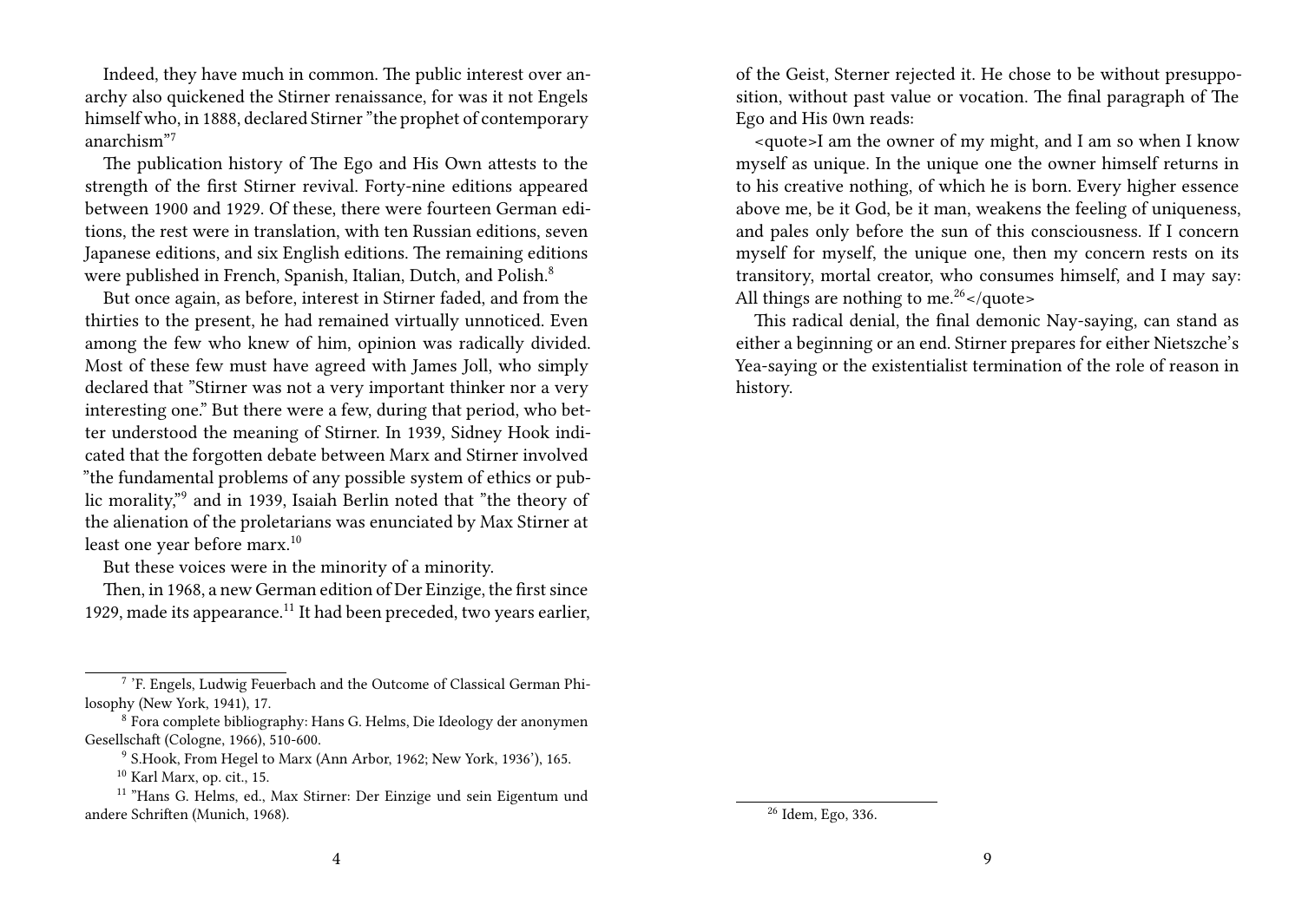Indeed, they have much in common. The public interest over anarchy also quickened the Stirner renaissance, for was it not Engels himself who, in 1888, declared Stirner "the prophet of contemporary anarchism"[7]

The publication history of The Ego and His Own attests to the strength of the first Stirner revival. Forty-nine editions appeared between 1900 and 1929. Of these, there were fourteen German editions, the rest were in translation, with ten Russian editions, seven Japanese editions, and six English editions. The remaining editions were published in French, Spanish, Italian, Dutch, and Polish.[8]

But once again, as before, interest in Stirner faded, and from the thirties to the present, he had remained virtually unnoticed. Even among the few who knew of him, opinion was radically divided. Most of these few must have agreed with James Joll, who simply declared that "Stirner was not a very important thinker nor a very interesting one." But there were a few, during that period, who better understood the meaning of Stirner. In 1939, Sidney Hook indicated that the forgotten debate between Marx and Stirner involved "the fundamental problems of any possible system of ethics or public morality,"[9] and in 1939, Isaiah Berlin noted that "the theory of the alienation of the proletarians was enunciated by Max Stirner at least one year before marx.[10]

But these voices were in the minority of a minority.

Then, in 1968, a new German edition of Der Einzige, the first since 1929, made its appearance.[11] It had been preceded, two years earlier,

[7] 'F. Engels, Ludwig Feuerbach and the Outcome of Classical German Philosophy (New York, 1941), 17.

[8] Fora complete bibliography: Hans G. Helms, Die Ideology der anonymen Gesellschaft (Cologne, 1966), 510-600.

[9] S.Hook, From Hegel to Marx (Ann Arbor, 1962; New York, 1936'), 165.

[10] Karl Marx, op. cit., 15.

[11] "Hans G. Helms, ed., Max Stirner: Der Einzige und sein Eigentum und andere Schriften (Munich, 1968).

of the Geist, Sterner rejected it. He chose to be without presupposition, without past value or vocation. The final paragraph of The Ego and His 0wn reads:

<quote>I am the owner of my might, and I am so when I know myself as unique. In the unique one the owner himself returns in to his creative nothing, of which he is born. Every higher essence above me, be it God, be it man, weakens the feeling of uniqueness, and pales only before the sun of this consciousness. If I concern myself for myself, the unique one, then my concern rests on its transitory, mortal creator, who consumes himself, and I may say: All things are nothing to me.[26]</quote>

This radical denial, the final demonic Nay-saying, can stand as either a beginning or an end. Stirner prepares for either Nietszche's Yea-saying or the existentialist termination of the role of reason in history.

[26] Idem, Ego, 336.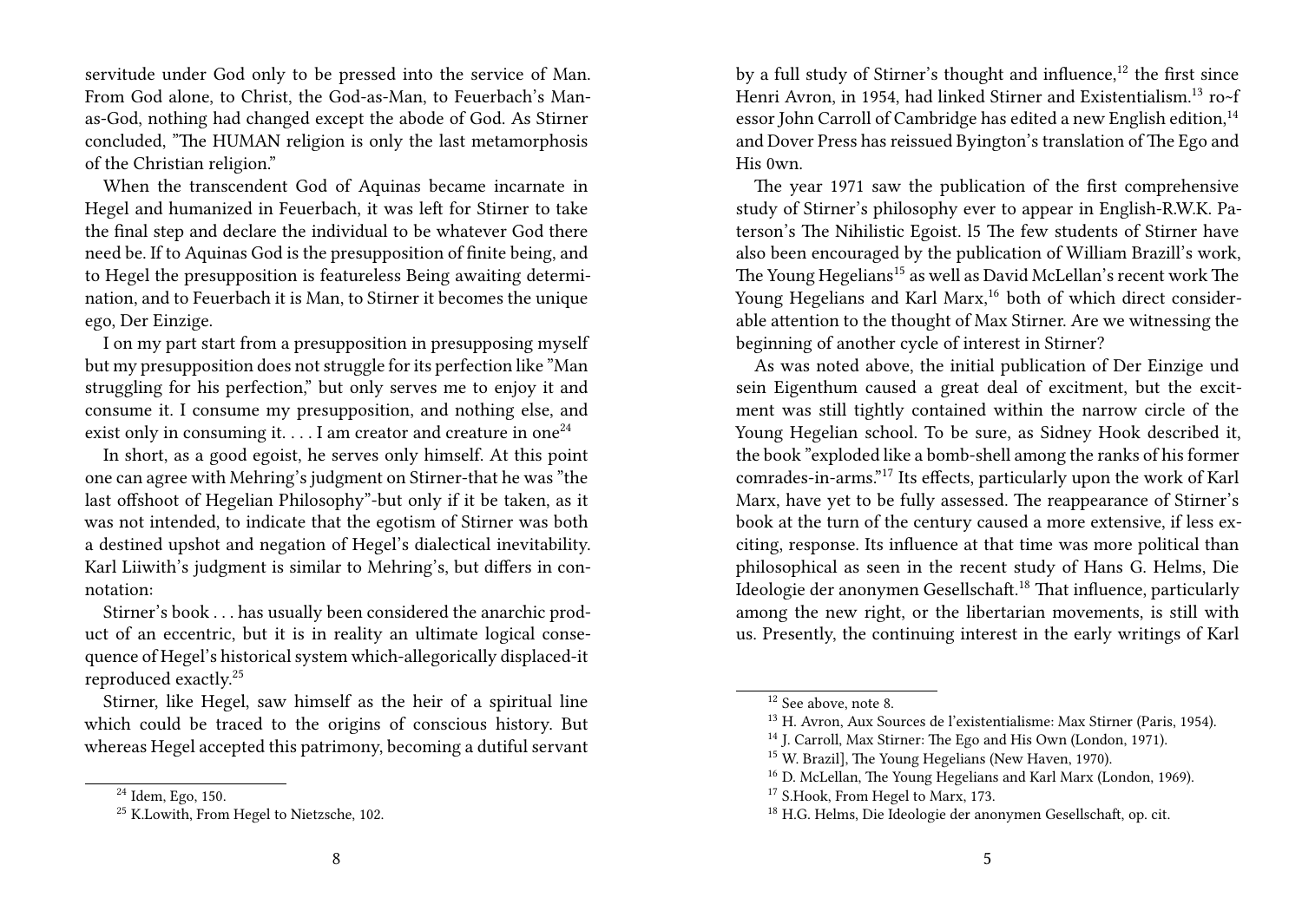servitude under God only to be pressed into the service of Man. From God alone, to Christ, the God-as-Man, to Feuerbach's Man-as-God, nothing had changed except the abode of God. As Stirner concluded, "The HUMAN religion is only the last metamorphosis of the Christian religion."

When the transcendent God of Aquinas became incarnate in Hegel and humanized in Feuerbach, it was left for Stirner to take the final step and declare the individual to be whatever God there need be. If to Aquinas God is the presupposition of finite being, and to Hegel the presupposition is featureless Being awaiting determination, and to Feuerbach it is Man, to Stirner it becomes the unique ego, Der Einzige.

> I on my part start from a presupposition in presupposing myself but my presupposition does not struggle for its perfection like "Man struggling for his perfection," but only serves me to enjoy it and consume it. I consume my presupposition, and nothing else, and exist only in consuming it. . . . I am creator and creature in one[24]

In short, as a good egoist, he serves only himself. At this point one can agree with Mehring's judgment on Stirner-that he was "the last offshoot of Hegelian Philosophy"-but only if it be taken, as it was not intended, to indicate that the egotism of Stirner was both a destined upshot and negation of Hegel's dialectical inevitability. Karl Liiwith's judgment is similar to Mehring's, but differs in connotation:

> Stirner's book . . . has usually been considered the anarchic product of an eccentric, but it is in reality an ultimate logical consequence of Hegel's historical system which-allegorically displaced-it reproduced exactly.[25]

Stirner, like Hegel, saw himself as the heir of a spiritual line which could be traced to the origins of conscious history. But whereas Hegel accepted this patrimony, becoming a dutiful servant

[24] Idem, Ego, 150.

[25] K.Lowith, From Hegel to Nietzsche, 102.

by a full study of Stirner's thought and influence,[12] the first since Henri Avron, in 1954, had linked Stirner and Existentialism.[13] ro~f essor John Carroll of Cambridge has edited a new English edition,[14] and Dover Press has reissued Byington's translation of The Ego and His 0wn.

The year 1971 saw the publication of the first comprehensive study of Stirner's philosophy ever to appear in English-R.W.K. Paterson's The Nihilistic Egoist. l5 The few students of Stirner have also been encouraged by the publication of William Brazill's work, The Young Hegelians[15] as well as David McLellan's recent work The Young Hegelians and Karl Marx,[16] both of which direct considerable attention to the thought of Max Stirner. Are we witnessing the beginning of another cycle of interest in Stirner?

As was noted above, the initial publication of Der Einzige und sein Eigenthum caused a great deal of excitment, but the excitment was still tightly contained within the narrow circle of the Young Hegelian school. To be sure, as Sidney Hook described it, the book "exploded like a bomb-shell among the ranks of his former comrades-in-arms."[17] Its effects, particularly upon the work of Karl Marx, have yet to be fully assessed. The reappearance of Stirner's book at the turn of the century caused a more extensive, if less exciting, response. Its influence at that time was more political than philosophical as seen in the recent study of Hans G. Helms, Die Ideologie der anonymen Gesellschaft.[18] That influence, particularly among the new right, or the libertarian movements, is still with us. Presently, the continuing interest in the early writings of Karl

[12] See above, note 8.

[13] H. Avron, Aux Sources de l'existentialisme: Max Stirner (Paris, 1954).

[14] J. Carroll, Max Stirner: The Ego and His Own (London, 1971).

[15] W. Brazil], The Young Hegelians (New Haven, 1970).

[16] D. McLellan, The Young Hegelians and Karl Marx (London, 1969).

[17] S.Hook, From Hegel to Marx, 173.

[18] H.G. Helms, Die Ideologie der anonymen Gesellschaft, op. cit.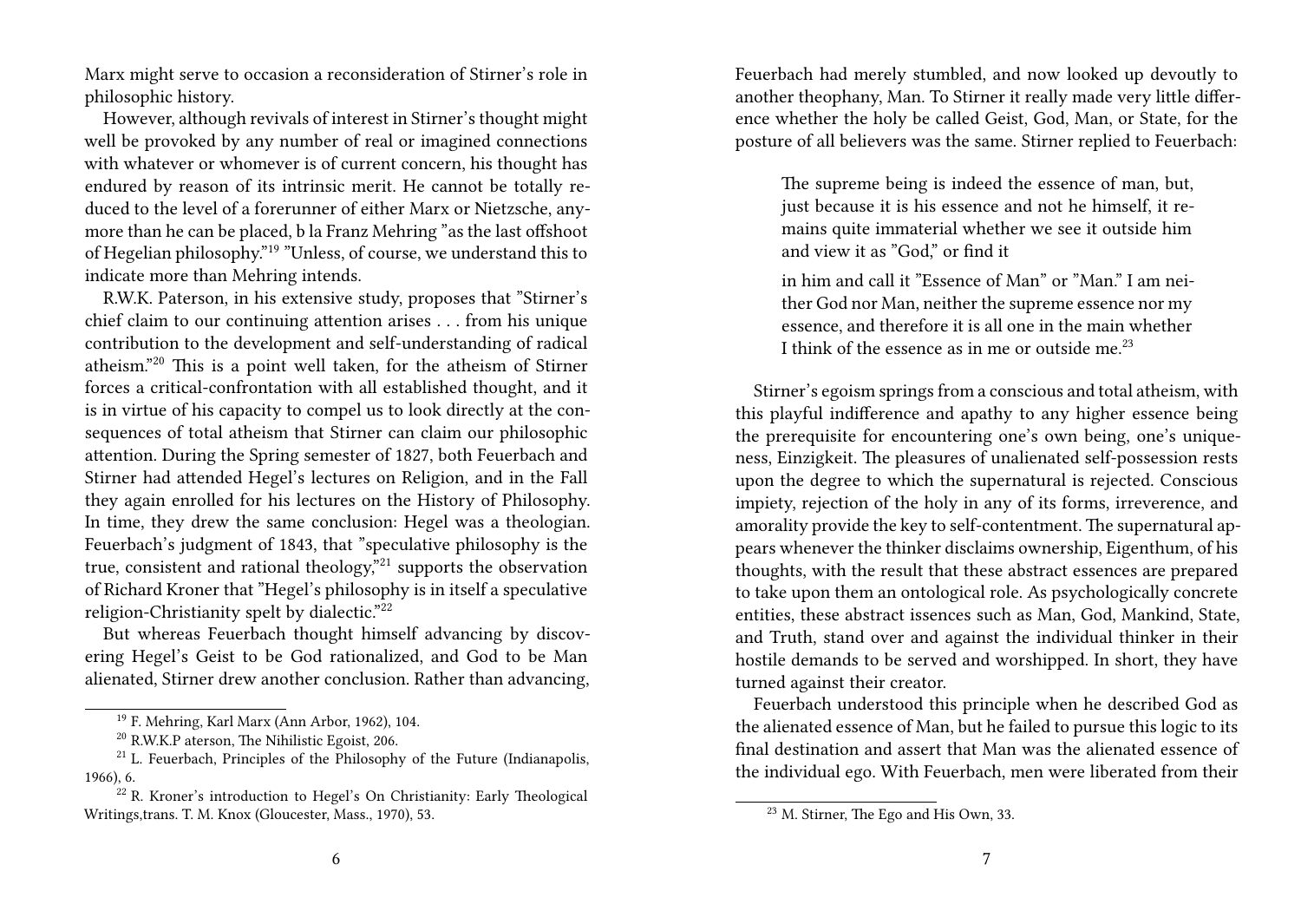Marx might serve to occasion a reconsideration of Stirner's role in philosophic history.

However, although revivals of interest in Stirner's thought might well be provoked by any number of real or imagined connections with whatever or whomever is of current concern, his thought has endured by reason of its intrinsic merit. He cannot be totally reduced to the level of a forerunner of either Marx or Nietzsche, anymore than he can be placed, b la Franz Mehring "as the last offshoot of Hegelian philosophy."[19] "Unless, of course, we understand this to indicate more than Mehring intends.

R.W.K. Paterson, in his extensive study, proposes that "Stirner's chief claim to our continuing attention arises . . . from his unique contribution to the development and self-understanding of radical atheism."[20] This is a point well taken, for the atheism of Stirner forces a critical-confrontation with all established thought, and it is in virtue of his capacity to compel us to look directly at the consequences of total atheism that Stirner can claim our philosophic attention. During the Spring semester of 1827, both Feuerbach and Stirner had attended Hegel's lectures on Religion, and in the Fall they again enrolled for his lectures on the History of Philosophy. In time, they drew the same conclusion: Hegel was a theologian. Feuerbach's judgment of 1843, that "speculative philosophy is the true, consistent and rational theology,"[21] supports the observation of Richard Kroner that "Hegel's philosophy is in itself a speculative religion-Christianity spelt by dialectic."[22]

But whereas Feuerbach thought himself advancing by discovering Hegel's Geist to be God rationalized, and God to be Man alienated, Stirner drew another conclusion. Rather than advancing, Feuerbach had merely stumbled, and now looked up devoutly to another theophany, Man. To Stirner it really made very little difference whether the holy be called Geist, God, Man, or State, for the posture of all believers was the same. Stirner replied to Feuerbach:

> The supreme being is indeed the essence of man, but, just because it is his essence and not he himself, it remains quite immaterial whether we see it outside him and view it as "God," or find it
>
> in him and call it "Essence of Man" or "Man." I am neither God nor Man, neither the supreme essence nor my essence, and therefore it is all one in the main whether I think of the essence as in me or outside me.[23]

Stirner's egoism springs from a conscious and total atheism, with this playful indifference and apathy to any higher essence being the prerequisite for encountering one's own being, one's uniqueness, Einzigkeit. The pleasures of unalienated self-possession rests upon the degree to which the supernatural is rejected. Conscious impiety, rejection of the holy in any of its forms, irreverence, and amorality provide the key to self-contentment. The supernatural appears whenever the thinker disclaims ownership, Eigenthum, of his thoughts, with the result that these abstract essences are prepared to take upon them an ontological role. As psychologically concrete entities, these abstract issences such as Man, God, Mankind, State, and Truth, stand over and against the individual thinker in their hostile demands to be served and worshipped. In short, they have turned against their creator.

Feuerbach understood this principle when he described God as the alienated essence of Man, but he failed to pursue this logic to its final destination and assert that Man was the alienated essence of the individual ego. With Feuerbach, men were liberated from their

---

[19] F. Mehring, Karl Marx (Ann Arbor, 1962), 104.

[20] R.W.K.P aterson, The Nihilistic Egoist, 206.

[21] L. Feuerbach, Principles of the Philosophy of the Future (Indianapolis, 1966), 6.

[22] R. Kroner's introduction to Hegel's On Christianity: Early Theological Writings,trans. T. M. Knox (Gloucester, Mass., 1970), 53.

[23] M. Stirner, The Ego and His Own, 33.